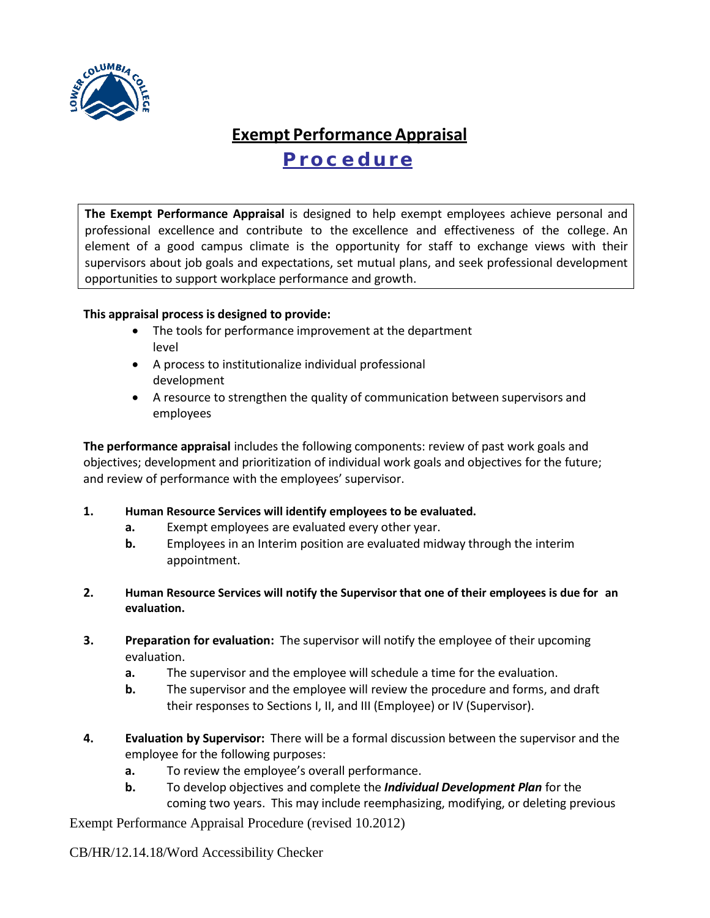# Exempt Performance Appraisal

## Procedure

**The Exempt Performance Appraisal** is designed to help exempt employees achieve personal and professional excellence and contribute to the excellence and effectiveness of the college. An element of a good campus climate is the opportunity for staff to exchange views with their supervisors about job goals and expectations, set mutual plans, and seek professional development opportunities to support workplace performance and growth.

**This appraisal process is designed to provide:**

- The tools for performance improvement at the department level
- A process to institutionalize individual professional development
- A resource to strengthen the quality of communication between supervisors and employees

**The performance appraisal** includes the following components: review of past work goals and objectives; development and prioritization of individual work goals and objectives for the future; and review of performance with the employees' supervisor.

1. **Human Resource Services will identify employees to be evaluated.**
   - **a.** Exempt employees are evaluated every other year.
   - **b.** Employees in an Interim position are evaluated midway through the interim appointment.

2. **Human Resource Services will notify the Supervisor that one of their employees is due for an evaluation.**

3. **Preparation for evaluation:** The supervisor will notify the employee of their upcoming evaluation.
   - **a.** The supervisor and the employee will schedule a time for the evaluation.
   - **b.** The supervisor and the employee will review the procedure and forms, and draft their responses to Sections I, II, and III (Employee) or IV (Supervisor).

4. **Evaluation by Supervisor:** There will be a formal discussion between the supervisor and the employee for the following purposes:
   - **a.** To review the employee's overall performance.
   - **b.** To develop objectives and complete the ***Individual Development Plan*** for the coming two years. This may include reemphasizing, modifying, or deleting previous

Exempt Performance Appraisal Procedure (revised 10.2012)

CB/HR/12.14.18/Word Accessibility Checker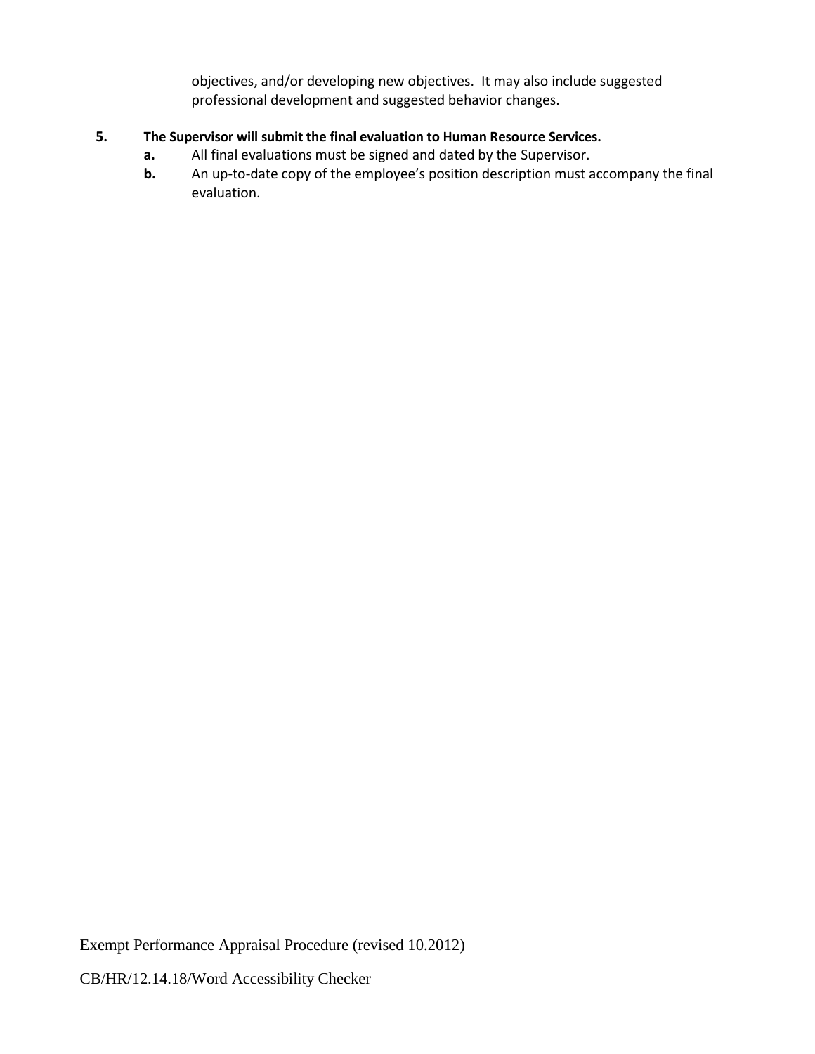objectives, and/or developing new objectives. It may also include suggested professional development and suggested behavior changes.

5. **The Supervisor will submit the final evaluation to Human Resource Services.**
   - **a.** All final evaluations must be signed and dated by the Supervisor.
   - **b.** An up-to-date copy of the employee's position description must accompany the final evaluation.

Exempt Performance Appraisal Procedure (revised 10.2012)

CB/HR/12.14.18/Word Accessibility Checker